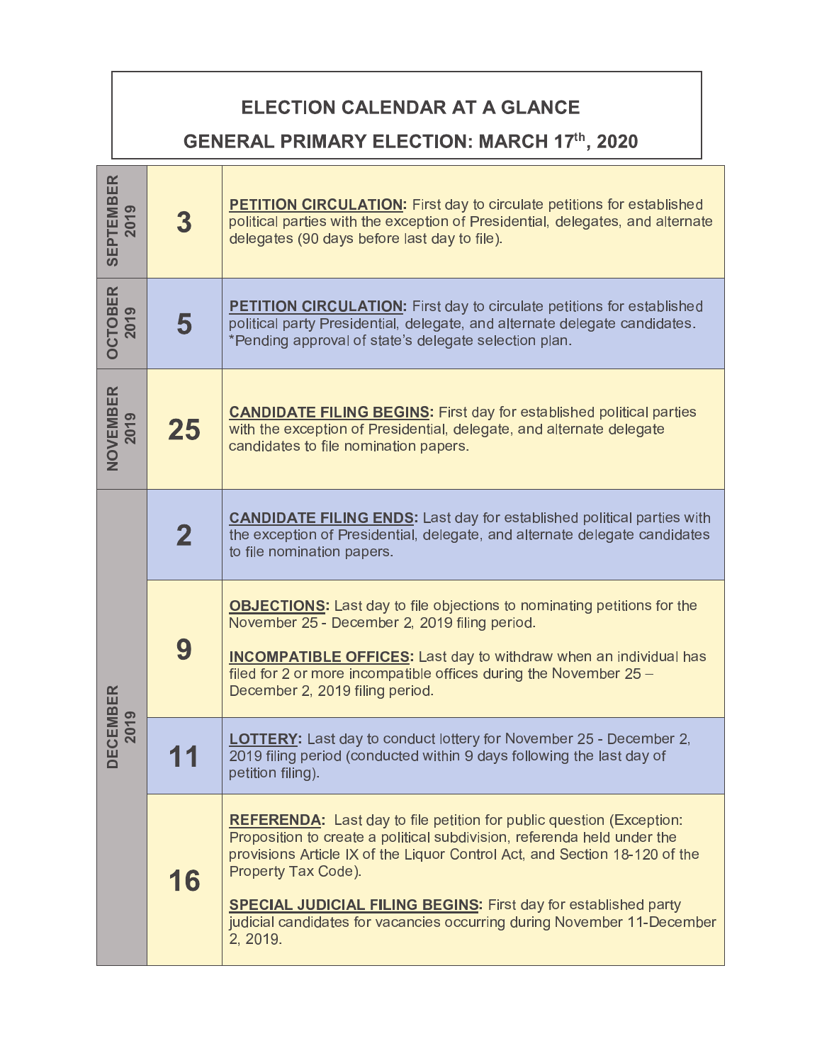# ELECTION CALENDAR AT A GLANCE

## GENERAL PRIMARY ELECTION: MARCH 17th, 2020

| Month | Day | Event |
| --- | --- | --- |
| SEPTEMBER 2019 | 3 | **PETITION CIRCULATION:** First day to circulate petitions for established political parties with the exception of Presidential, delegates, and alternate delegates (90 days before last day to file). |
| OCTOBER 2019 | 5 | **PETITION CIRCULATION:** First day to circulate petitions for established political party Presidential, delegate, and alternate delegate candidates. *Pending approval of state's delegate selection plan. |
| NOVEMBER 2019 | 25 | **CANDIDATE FILING BEGINS:** First day for established political parties with the exception of Presidential, delegate, and alternate delegate candidates to file nomination papers. |
| DECEMBER 2019 | 2 | **CANDIDATE FILING ENDS:** Last day for established political parties with the exception of Presidential, delegate, and alternate delegate candidates to file nomination papers. |
| | 9 | **OBJECTIONS:** Last day to file objections to nominating petitions for the November 25 - December 2, 2019 filing period.<br><br>**INCOMPATIBLE OFFICES:** Last day to withdraw when an individual has filed for 2 or more incompatible offices during the November 25 – December 2, 2019 filing period. |
| | 11 | **LOTTERY:** Last day to conduct lottery for November 25 - December 2, 2019 filing period (conducted within 9 days following the last day of petition filing). |
| | 16 | **REFERENDA:** Last day to file petition for public question (Exception: Proposition to create a political subdivision, referenda held under the provisions Article IX of the Liquor Control Act, and Section 18-120 of the Property Tax Code).<br><br>**SPECIAL JUDICIAL FILING BEGINS:** First day for established party judicial candidates for vacancies occurring during November 11-December 2, 2019. |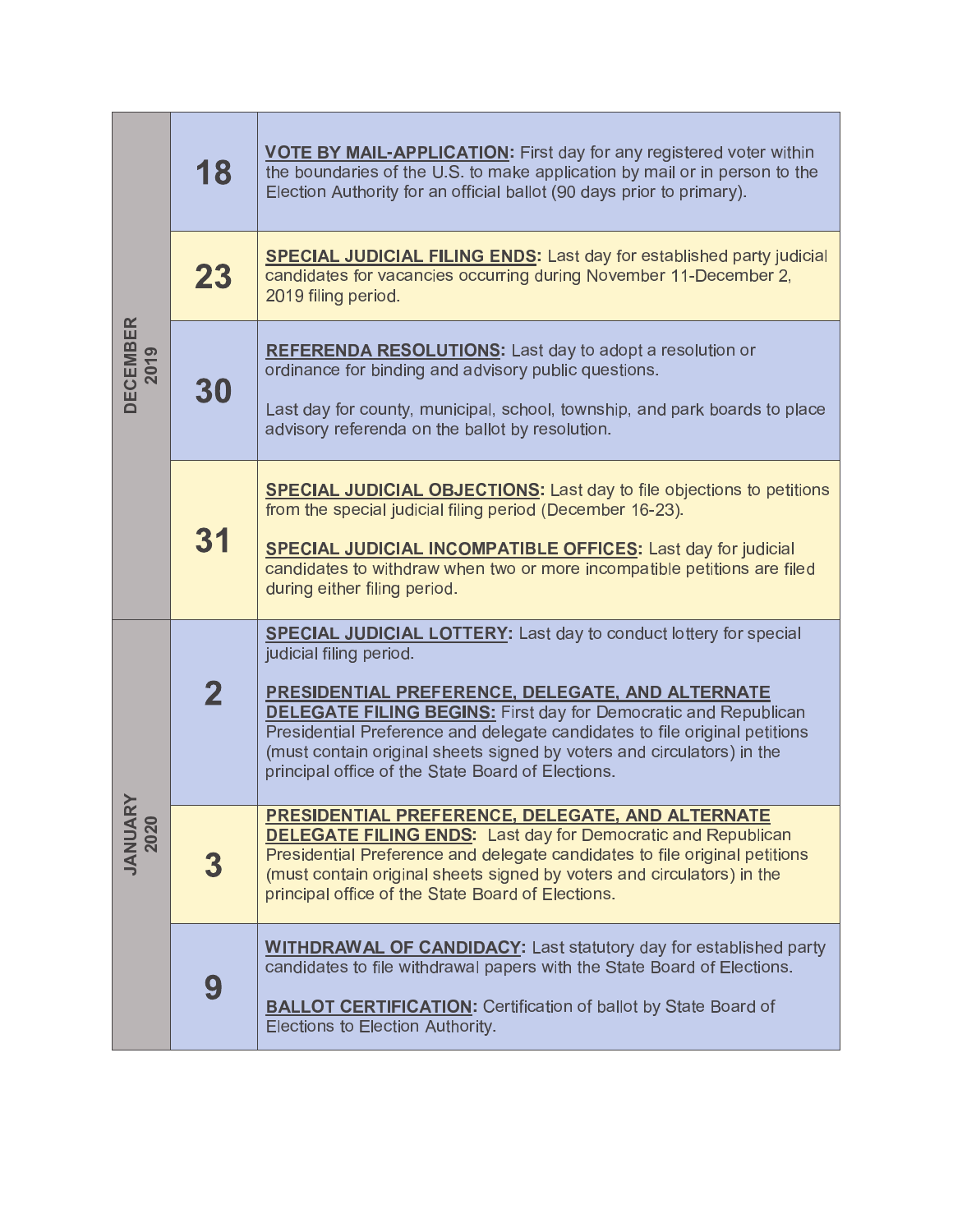| Month | Day | Event |
| --- | --- | --- |
| DECEMBER 2019 | 18 | **VOTE BY MAIL-APPLICATION:** First day for any registered voter within the boundaries of the U.S. to make application by mail or in person to the Election Authority for an official ballot (90 days prior to primary). |
| | 23 | **SPECIAL JUDICIAL FILING ENDS:** Last day for established party judicial candidates for vacancies occurring during November 11-December 2, 2019 filing period. |
| | 30 | **REFERENDA RESOLUTIONS:** Last day to adopt a resolution or ordinance for binding and advisory public questions.<br><br>Last day for county, municipal, school, township, and park boards to place advisory referenda on the ballot by resolution. |
| | 31 | **SPECIAL JUDICIAL OBJECTIONS:** Last day to file objections to petitions from the special judicial filing period (December 16-23).<br><br>**SPECIAL JUDICIAL INCOMPATIBLE OFFICES:** Last day for judicial candidates to withdraw when two or more incompatible petitions are filed during either filing period. |
| JANUARY 2020 | 2 | **SPECIAL JUDICIAL LOTTERY:** Last day to conduct lottery for special judicial filing period.<br><br>**PRESIDENTIAL PREFERENCE, DELEGATE, AND ALTERNATE DELEGATE FILING BEGINS:** First day for Democratic and Republican Presidential Preference and delegate candidates to file original petitions (must contain original sheets signed by voters and circulators) in the principal office of the State Board of Elections. |
| | 3 | **PRESIDENTIAL PREFERENCE, DELEGATE, AND ALTERNATE DELEGATE FILING ENDS:** Last day for Democratic and Republican Presidential Preference and delegate candidates to file original petitions (must contain original sheets signed by voters and circulators) in the principal office of the State Board of Elections. |
| | 9 | **WITHDRAWAL OF CANDIDACY:** Last statutory day for established party candidates to file withdrawal papers with the State Board of Elections.<br><br>**BALLOT CERTIFICATION:** Certification of ballot by State Board of Elections to Election Authority. |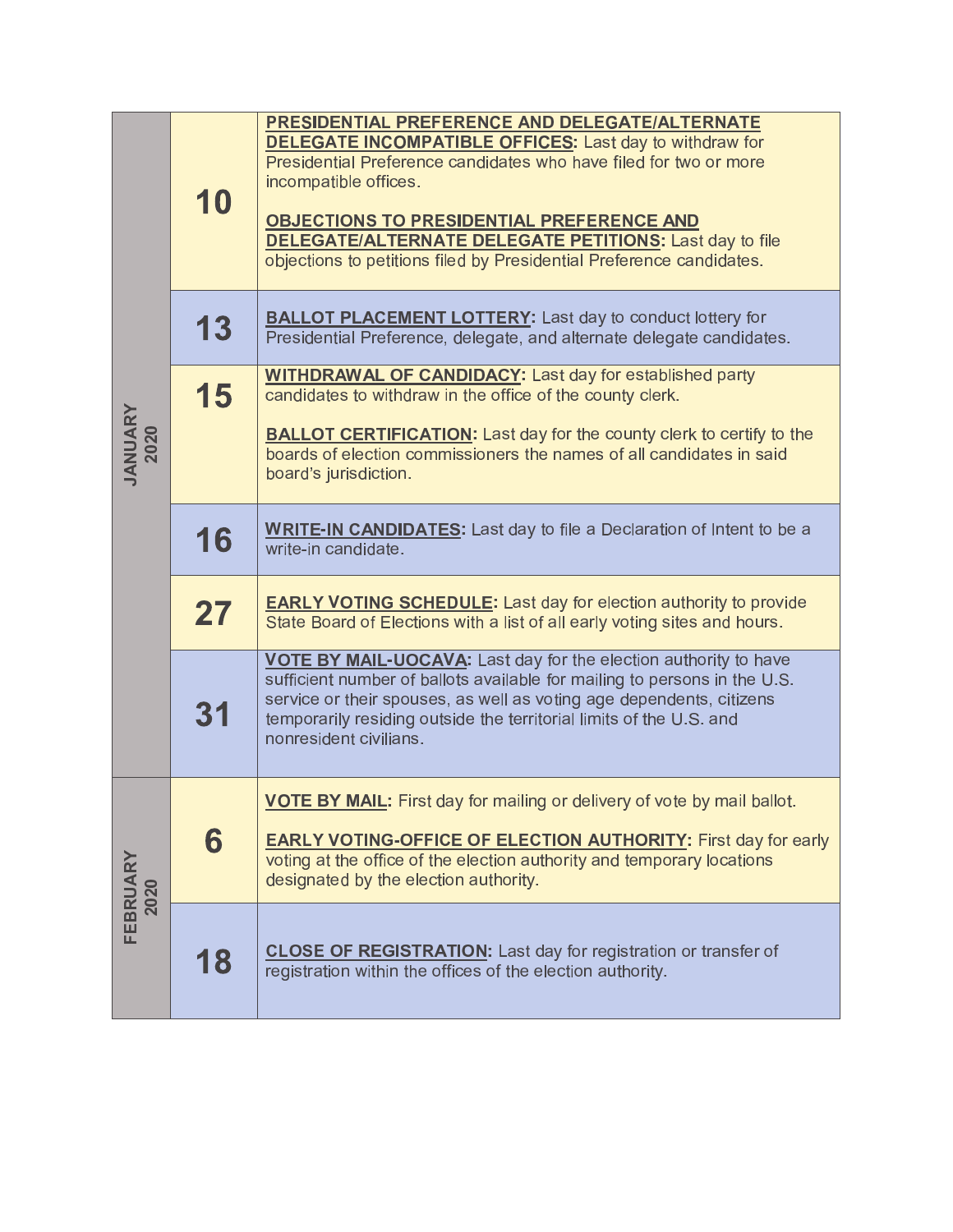| Month | Day | Event |
| --- | --- | --- |
| JANUARY 2020 | 10 | **PRESIDENTIAL PREFERENCE AND DELEGATE/ALTERNATE DELEGATE INCOMPATIBLE OFFICES:** Last day to withdraw for Presidential Preference candidates who have filed for two or more incompatible offices.<br><br>**OBJECTIONS TO PRESIDENTIAL PREFERENCE AND DELEGATE/ALTERNATE DELEGATE PETITIONS:** Last day to file objections to petitions filed by Presidential Preference candidates. |
| | 13 | **BALLOT PLACEMENT LOTTERY:** Last day to conduct lottery for Presidential Preference, delegate, and alternate delegate candidates. |
| | 15 | **WITHDRAWAL OF CANDIDACY:** Last day for established party candidates to withdraw in the office of the county clerk.<br><br>**BALLOT CERTIFICATION:** Last day for the county clerk to certify to the boards of election commissioners the names of all candidates in said board's jurisdiction. |
| | 16 | **WRITE-IN CANDIDATES:** Last day to file a Declaration of Intent to be a write-in candidate. |
| | 27 | **EARLY VOTING SCHEDULE:** Last day for election authority to provide State Board of Elections with a list of all early voting sites and hours. |
| | 31 | **VOTE BY MAIL-UOCAVA:** Last day for the election authority to have sufficient number of ballots available for mailing to persons in the U.S. service or their spouses, as well as voting age dependents, citizens temporarily residing outside the territorial limits of the U.S. and nonresident civilians. |
| FEBRUARY 2020 | 6 | **VOTE BY MAIL:** First day for mailing or delivery of vote by mail ballot.<br><br>**EARLY VOTING-OFFICE OF ELECTION AUTHORITY:** First day for early voting at the office of the election authority and temporary locations designated by the election authority. |
| | 18 | **CLOSE OF REGISTRATION:** Last day for registration or transfer of registration within the offices of the election authority. |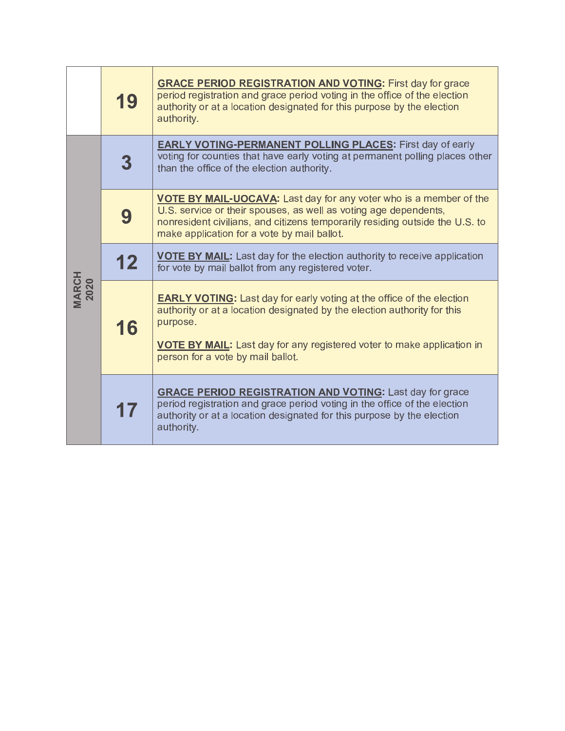| | | |
|---|---|---|
| | 19 | **GRACE PERIOD REGISTRATION AND VOTING:** First day for grace period registration and grace period voting in the office of the election authority or at a location designated for this purpose by the election authority. |
| MARCH 2020 | 3 | **EARLY VOTING-PERMANENT POLLING PLACES:** First day of early voting for counties that have early voting at permanent polling places other than the office of the election authority. |
| | 9 | **VOTE BY MAIL-UOCAVA:** Last day for any voter who is a member of the U.S. service or their spouses, as well as voting age dependents, nonresident civilians, and citizens temporarily residing outside the U.S. to make application for a vote by mail ballot. |
| | 12 | **VOTE BY MAIL:** Last day for the election authority to receive application for vote by mail ballot from any registered voter. |
| | 16 | **EARLY VOTING:** Last day for early voting at the office of the election authority or at a location designated by the election authority for this purpose.<br><br>**VOTE BY MAIL:** Last day for any registered voter to make application in person for a vote by mail ballot. |
| | 17 | **GRACE PERIOD REGISTRATION AND VOTING:** Last day for grace period registration and grace period voting in the office of the election authority or at a location designated for this purpose by the election authority. |